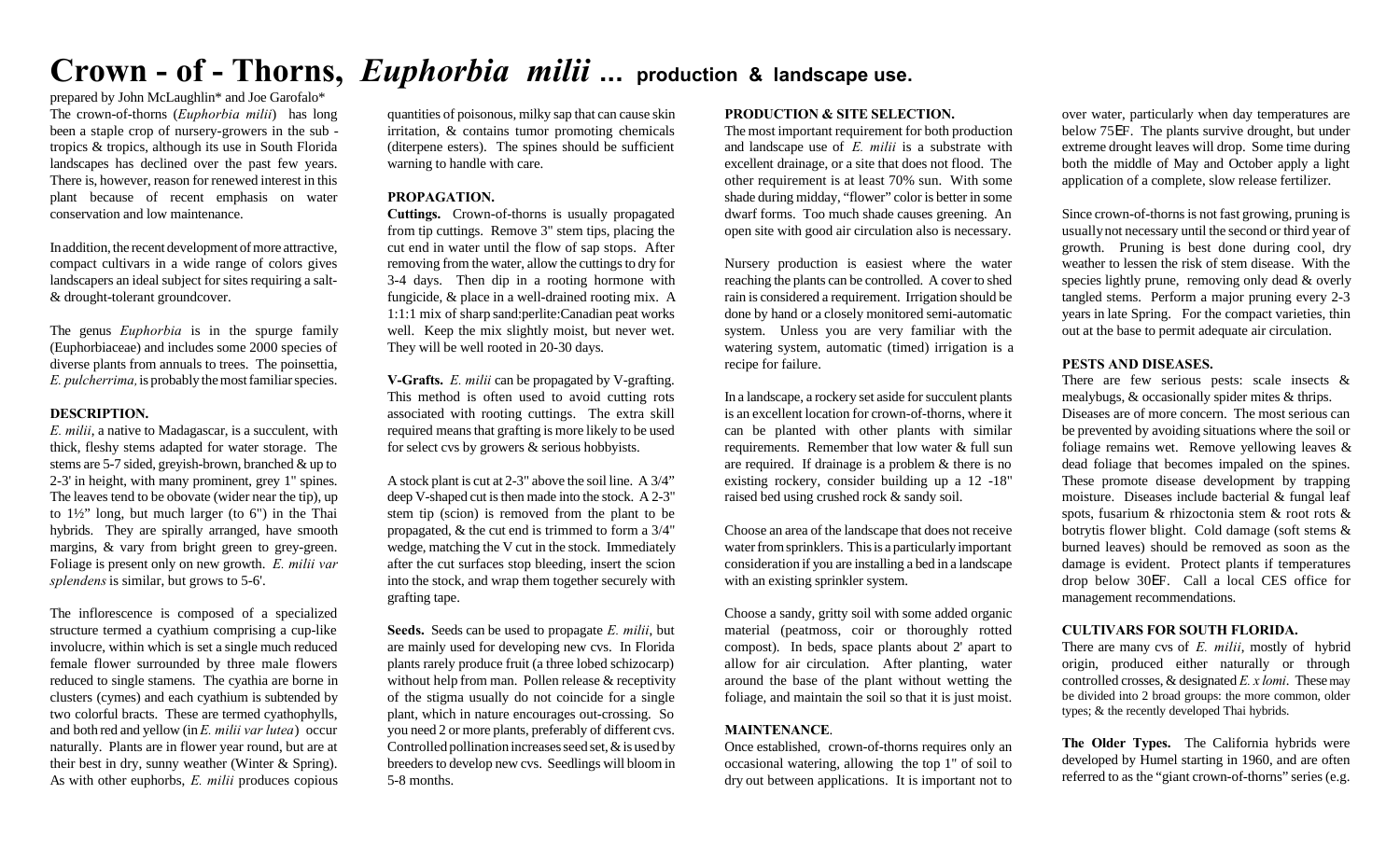# Crown - of - Thorns, *Euphorbia milii* ... production & landscape use.

prepared by John McLaughlin* and Joe Garofalo*

The crown-of-thorns (*Euphorbia milii*) has long been a staple crop of nursery-growers in the sub - tropics & tropics, although its use in South Florida landscapes has declined over the past few years. There is, however, reason for renewed interest in this plant because of recent emphasis on water conservation and low maintenance.

In addition, the recent development of more attractive, compact cultivars in a wide range of colors gives landscapers an ideal subject for sites requiring a salt- & drought-tolerant groundcover.

The genus *Euphorbia* is in the spurge family (Euphorbiaceae) and includes some 2000 species of diverse plants from annuals to trees. The poinsettia, *E. pulcherrima*, is probably the most familiar species.

### DESCRIPTION.

*E. milii*, a native to Madagascar, is a succulent, with thick, fleshy stems adapted for water storage. The stems are 5-7 sided, greyish-brown, branched & up to 2-3' in height, with many prominent, grey 1" spines. The leaves tend to be obovate (wider near the tip), up to 1½" long, but much larger (to 6") in the Thai hybrids. They are spirally arranged, have smooth margins, & vary from bright green to grey-green. Foliage is present only on new growth. *E. milii var splendens* is similar, but grows to 5-6'.

The inflorescence is composed of a specialized structure termed a cyathium comprising a cup-like involucre, within which is set a single much reduced female flower surrounded by three male flowers reduced to single stamens. The cyathia are borne in clusters (cymes) and each cyathium is subtended by two colorful bracts. These are termed cyathophylls, and both red and yellow (in *E. milii var lutea*) occur naturally. Plants are in flower year round, but are at their best in dry, sunny weather (Winter & Spring). As with other euphorbs, *E. milii* produces copious quantities of poisonous, milky sap that can cause skin irritation, & contains tumor promoting chemicals (diterpene esters). The spines should be sufficient warning to handle with care.

### PROPAGATION.

**Cuttings.** Crown-of-thorns is usually propagated from tip cuttings. Remove 3" stem tips, placing the cut end in water until the flow of sap stops. After removing from the water, allow the cuttings to dry for 3-4 days. Then dip in a rooting hormone with fungicide, & place in a well-drained rooting mix. A 1:1:1 mix of sharp sand:perlite:Canadian peat works well. Keep the mix slightly moist, but never wet. They will be well rooted in 20-30 days.

**V-Grafts.** *E. milii* can be propagated by V-grafting. This method is often used to avoid cutting rots associated with rooting cuttings. The extra skill required means that grafting is more likely to be used for select cvs by growers & serious hobbyists.

A stock plant is cut at 2-3" above the soil line. A 3/4" deep V-shaped cut is then made into the stock. A 2-3" stem tip (scion) is removed from the plant to be propagated, & the cut end is trimmed to form a 3/4" wedge, matching the V cut in the stock. Immediately after the cut surfaces stop bleeding, insert the scion into the stock, and wrap them together securely with grafting tape.

**Seeds.** Seeds can be used to propagate *E. milii*, but are mainly used for developing new cvs. In Florida plants rarely produce fruit (a three lobed schizocarp) without help from man. Pollen release & receptivity of the stigma usually do not coincide for a single plant, which in nature encourages out-crossing. So you need 2 or more plants, preferably of different cvs. Controlled pollination increases seed set, & is used by breeders to develop new cvs. Seedlings will bloom in 5-8 months.

### PRODUCTION & SITE SELECTION.

The most important requirement for both production and landscape use of *E. milii* is a substrate with excellent drainage, or a site that does not flood. The other requirement is at least 70% sun. With some shade during midday, "flower" color is better in some dwarf forms. Too much shade causes greening. An open site with good air circulation also is necessary.

Nursery production is easiest where the water reaching the plants can be controlled. A cover to shed rain is considered a requirement. Irrigation should be done by hand or a closely monitored semi-automatic system. Unless you are very familiar with the watering system, automatic (timed) irrigation is a recipe for failure.

In a landscape, a rockery set aside for succulent plants is an excellent location for crown-of-thorns, where it can be planted with other plants with similar requirements. Remember that low water & full sun are required. If drainage is a problem & there is no existing rockery, consider building up a 12 -18" raised bed using crushed rock & sandy soil.

Choose an area of the landscape that does not receive water from sprinklers. This is a particularly important consideration if you are installing a bed in a landscape with an existing sprinkler system.

Choose a sandy, gritty soil with some added organic material (peatmoss, coir or thoroughly rotted compost). In beds, space plants about 2' apart to allow for air circulation. After planting, water around the base of the plant without wetting the foliage, and maintain the soil so that it is just moist.

### MAINTENANCE.

Once established, crown-of-thorns requires only an occasional watering, allowing the top 1" of soil to dry out between applications. It is important not to over water, particularly when day temperatures are below 75°F. The plants survive drought, but under extreme drought leaves will drop. Some time during both the middle of May and October apply a light application of a complete, slow release fertilizer.

Since crown-of-thorns is not fast growing, pruning is usually not necessary until the second or third year of growth. Pruning is best done during cool, dry weather to lessen the risk of stem disease. With the species lightly prune, removing only dead & overly tangled stems. Perform a major pruning every 2-3 years in late Spring. For the compact varieties, thin out at the base to permit adequate air circulation.

### PESTS AND DISEASES.

There are few serious pests: scale insects & mealybugs, & occasionally spider mites & thrips. Diseases are of more concern. The most serious can be prevented by avoiding situations where the soil or foliage remains wet. Remove yellowing leaves & dead foliage that becomes impaled on the spines. These promote disease development by trapping moisture. Diseases include bacterial & fungal leaf spots, fusarium & rhizoctonia stem & root rots & botrytis flower blight. Cold damage (soft stems & burned leaves) should be removed as soon as the damage is evident. Protect plants if temperatures drop below 30°F. Call a local CES office for management recommendations.

### CULTIVARS FOR SOUTH FLORIDA.

There are many cvs of *E. milii*, mostly of hybrid origin, produced either naturally or through controlled crosses, & designated *E. x lomi*. These may be divided into 2 broad groups: the more common, older types; & the recently developed Thai hybrids.

**The Older Types.** The California hybrids were developed by Humel starting in 1960, and are often referred to as the "giant crown-of-thorns" series (e.g.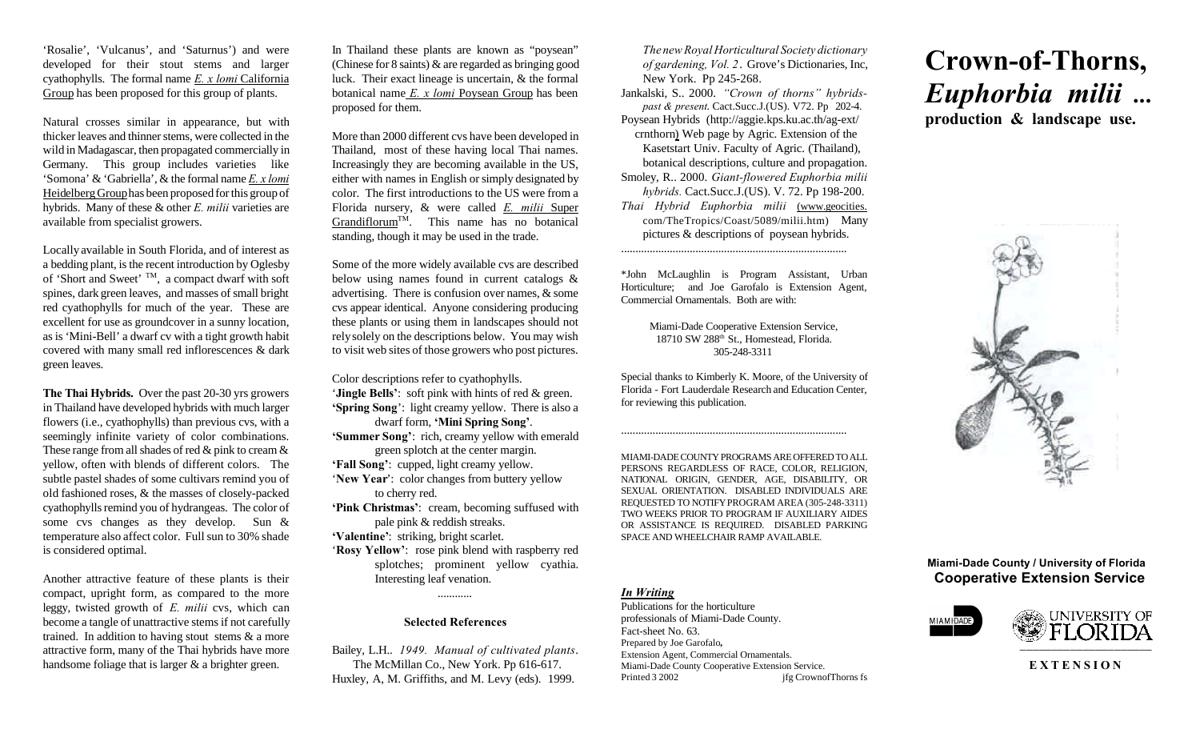'Rosalie', 'Vulcanus', and 'Saturnus') and were developed for their stout stems and larger cyathophylls. The formal name *E. x lomi* California Group has been proposed for this group of plants.

Natural crosses similar in appearance, but with thicker leaves and thinner stems, were collected in the wild in Madagascar, then propagated commercially in Germany. This group includes varieties like 'Somona' & 'Gabriella', & the formal name *E. x lomi* Heidelberg Group has been proposed for this group of hybrids. Many of these & other *E. milii* varieties are available from specialist growers.

Locally available in South Florida, and of interest as a bedding plant, is the recent introduction by Oglesby of 'Short and Sweet' ™, a compact dwarf with soft spines, dark green leaves, and masses of small bright red cyathophylls for much of the year. These are excellent for use as groundcover in a sunny location, as is 'Mini-Bell' a dwarf cv with a tight growth habit covered with many small red inflorescences & dark green leaves.

**The Thai Hybrids.** Over the past 20-30 yrs growers in Thailand have developed hybrids with much larger flowers (i.e., cyathophylls) than previous cvs, with a seemingly infinite variety of color combinations. These range from all shades of red & pink to cream & yellow, often with blends of different colors. The subtle pastel shades of some cultivars remind you of old fashioned roses, & the masses of closely-packed cyathophylls remind you of hydrangeas. The color of some cvs changes as they develop. Sun & temperature also affect color. Full sun to 30% shade is considered optimal.

Another attractive feature of these plants is their compact, upright form, as compared to the more leggy, twisted growth of *E. milii* cvs, which can become a tangle of unattractive stems if not carefully trained. In addition to having stout stems & a more attractive form, many of the Thai hybrids have more handsome foliage that is larger & a brighter green.

In Thailand these plants are known as "poysean" (Chinese for 8 saints) & are regarded as bringing good luck. Their exact lineage is uncertain, & the formal botanical name *E. x lomi* Poysean Group has been proposed for them.

More than 2000 different cvs have been developed in Thailand, most of these having local Thai names. Increasingly they are becoming available in the US, either with names in English or simply designated by color. The first introductions to the US were from a Florida nursery, & were called *E. milii* Super Grandiflorum™. This name has no botanical standing, though it may be used in the trade.

Some of the more widely available cvs are described below using names found in current catalogs & advertising. There is confusion over names, & some cvs appear identical. Anyone considering producing these plants or using them in landscapes should not rely solely on the descriptions below. You may wish to visit web sites of those growers who post pictures.

Color descriptions refer to cyathophylls.

'**Jingle Bells**': soft pink with hints of red & green.
**'Spring Song'**: light creamy yellow. There is also a dwarf form, **'Mini Spring Song'**.
**'Summer Song'**: rich, creamy yellow with emerald green splotch at the center margin.
**'Fall Song'**: cupped, light creamy yellow.
'**New Year**': color changes from buttery yellow to cherry red.
**'Pink Christmas'**: cream, becoming suffused with pale pink & reddish streaks.
**'Valentine'**: striking, bright scarlet.
'**Rosy Yellow**': rose pink blend with raspberry red splotches; prominent yellow cyathia. Interesting leaf venation.

............

### Selected References

Bailey, L.H.. *1949. Manual of cultivated plants*. The McMillan Co., New York. Pp 616-617.

Huxley, A, M. Griffiths, and M. Levy (eds). 1999. *The new Royal Horticultural Society dictionary of gardening, Vol. 2*. Grove's Dictionaries, Inc, New York. Pp 245-268.

Jankalski, S.. 2000. *"Crown of thorns" hybrids-past & present*. Cact.Succ.J.(US). V72. Pp 202-4.

Poysean Hybrids (http://aggie.kps.ku.ac.th/ag-ext/crnthorn) Web page by Agric. Extension of the Kasetstart Univ. Faculty of Agric. (Thailand), botanical descriptions, culture and propagation.

Smoley, R.. 2000. *Giant-flowered Euphorbia milii hybrids*. Cact.Succ.J.(US). V. 72. Pp 198-200.

*Thai Hybrid Euphorbia milii* (www.geocities.com/TheTropics/Coast/5089/milii.htm) Many pictures & descriptions of poysean hybrids.

..............................................................................

*John McLaughlin is Program Assistant, Urban Horticulture; and Joe Garofalo is Extension Agent, Commercial Ornamentals. Both are with:

Miami-Dade Cooperative Extension Service,
18710 SW 288th St., Homestead, Florida.
305-248-3311

Special thanks to Kimberly K. Moore, of the University of Florida - Fort Lauderdale Research and Education Center, for reviewing this publication.

..............................................................................

MIAMI-DADE COUNTY PROGRAMS ARE OFFERED TO ALL PERSONS REGARDLESS OF RACE, COLOR, RELIGION, NATIONAL ORIGIN, GENDER, AGE, DISABILITY, OR SEXUAL ORIENTATION. DISABLED INDIVIDUALS ARE REQUESTED TO NOTIFY PROGRAM AREA (305-248-3311) TWO WEEKS PRIOR TO PROGRAM IF AUXILIARY AIDES OR ASSISTANCE IS REQUIRED. DISABLED PARKING SPACE AND WHEELCHAIR RAMP AVAILABLE.

***In Writing***

Publications for the horticulture professionals of Miami-Dade County.
Fact-sheet No. 63.
Prepared by Joe Garofalo,
Extension Agent, Commercial Ornamentals.
Miami-Dade County Cooperative Extension Service.
Printed 3 2002 jfg CrownofThorns fs

# Crown-of-Thorns, *Euphorbia milii* ...

**production & landscape use.**

**Miami-Dade County / University of Florida**
**Cooperative Extension Service**

MIAMI-DADE

UNIVERSITY OF FLORIDA

**EXTENSION**